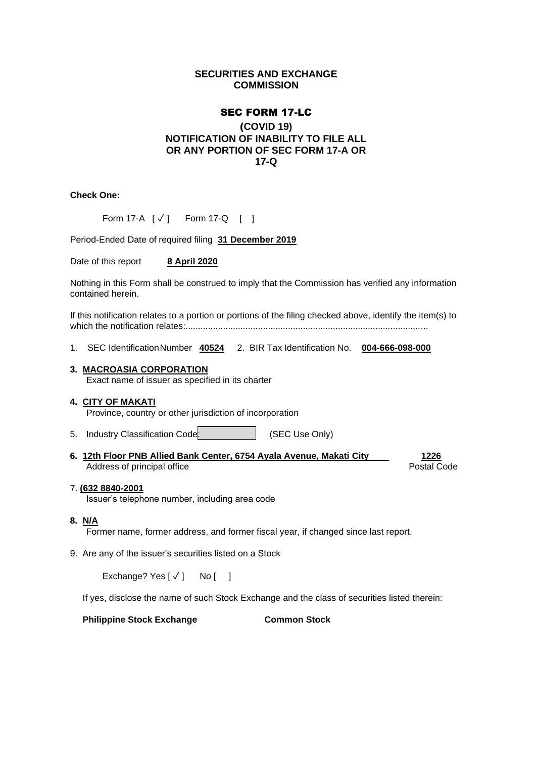**SECURITIES AND EXCHANGE COMMISSION**

## SEC FORM 17-LC

**(COVID 19)**
**NOTIFICATION OF INABILITY TO FILE ALL OR ANY PORTION OF SEC FORM 17-A OR 17-Q**

**Check One:**

Form 17-A [ ✓ ]   Form 17-Q [ ]

Period-Ended Date of required filing **31 December 2019**

Date of this report **8 April 2020**

Nothing in this Form shall be construed to imply that the Commission has verified any information contained herein.

If this notification relates to a portion or portions of the filing checked above, identify the item(s) to which the notification relates:................................................................................................

1. SEC Identification Number **40524**   2. BIR Tax Identification No. **004-666-098-000**

**3. MACROASIA CORPORATION**
Exact name of issuer as specified in its charter

**4. CITY OF MAKATI**
Province, country or other jurisdiction of incorporation

5. Industry Classification Code: ______ (SEC Use Only)

**6. 12th Floor PNB Allied Bank Center, 6754 Ayala Avenue, Makati City**   **1226**
Address of principal office   Postal Code

7. **(632 8840-2001**
Issuer's telephone number, including area code

**8. N/A**
Former name, former address, and former fiscal year, if changed since last report.

9. Are any of the issuer's securities listed on a Stock

Exchange? Yes [ ✓ ]   No [ ]

If yes, disclose the name of such Stock Exchange and the class of securities listed therein:

**Philippine Stock Exchange**   **Common Stock**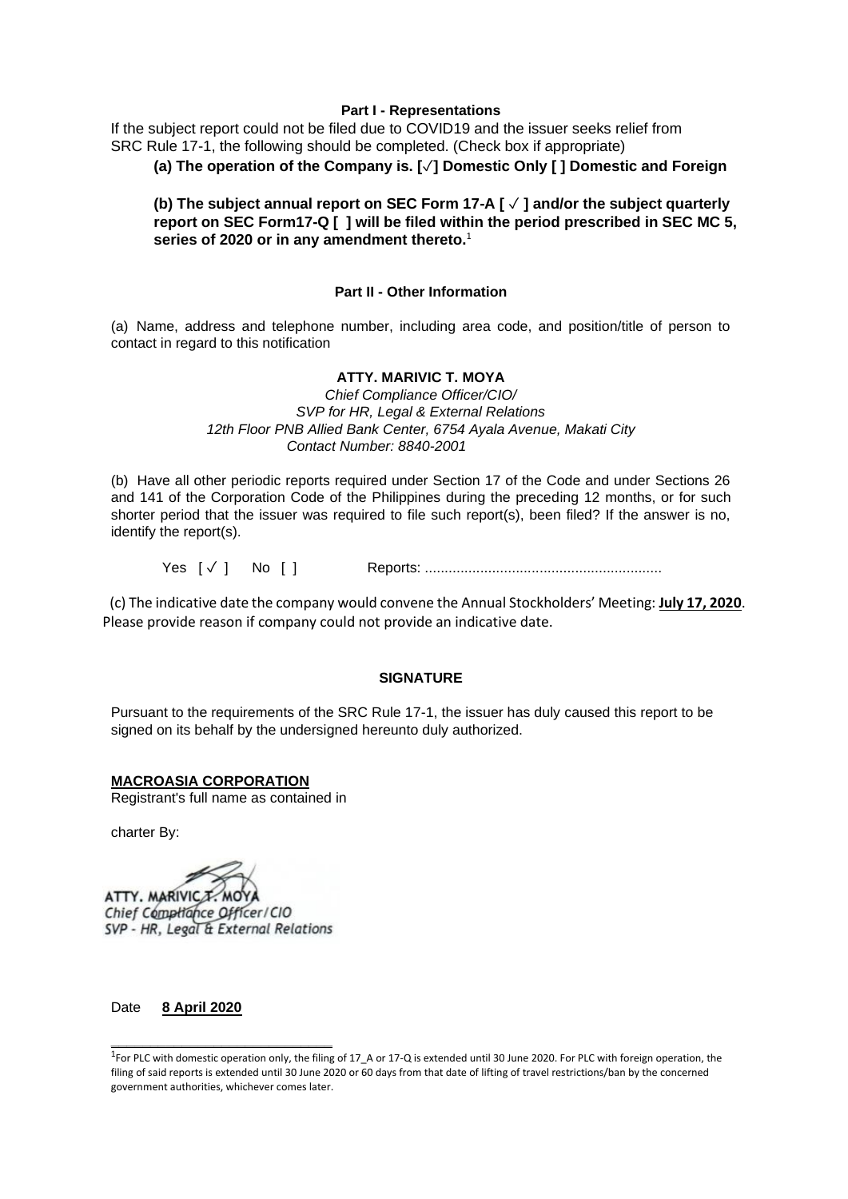**Part I - Representations**

If the subject report could not be filed due to COVID19 and the issuer seeks relief from SRC Rule 17-1, the following should be completed. (Check box if appropriate)

**(a) The operation of the Company is. [√] Domestic Only [ ] Domestic and Foreign**

**(b) The subject annual report on SEC Form 17-A [ ✓ ] and/or the subject quarterly report on SEC Form17-Q [ ] will be filed within the period prescribed in SEC MC 5, series of 2020 or in any amendment thereto.**[1]

**Part II - Other Information**

(a) Name, address and telephone number, including area code, and position/title of person to contact in regard to this notification

**ATTY. MARIVIC T. MOYA**
*Chief Compliance Officer/CIO/*
*SVP for HR, Legal & External Relations*
*12th Floor PNB Allied Bank Center, 6754 Ayala Avenue, Makati City*
*Contact Number: 8840-2001*

(b) Have all other periodic reports required under Section 17 of the Code and under Sections 26 and 141 of the Corporation Code of the Philippines during the preceding 12 months, or for such shorter period that the issuer was required to file such report(s), been filed? If the answer is no, identify the report(s).

Yes [ ✓ ] No [ ] Reports: ...........................................................

(c) The indicative date the company would convene the Annual Stockholders' Meeting: **July 17, 2020**. Please provide reason if company could not provide an indicative date.

**SIGNATURE**

Pursuant to the requirements of the SRC Rule 17-1, the issuer has duly caused this report to be signed on its behalf by the undersigned hereunto duly authorized.

**MACROASIA CORPORATION**
Registrant's full name as contained in

charter By:

ATTY. MARIVIC T. MOYA
*Chief Compliance Officer/CIO*
*SVP - HR, Legal & External Relations*

Date **8 April 2020**

[1] For PLC with domestic operation only, the filing of 17_A or 17-Q is extended until 30 June 2020. For PLC with foreign operation, the filing of said reports is extended until 30 June 2020 or 60 days from that date of lifting of travel restrictions/ban by the concerned government authorities, whichever comes later.